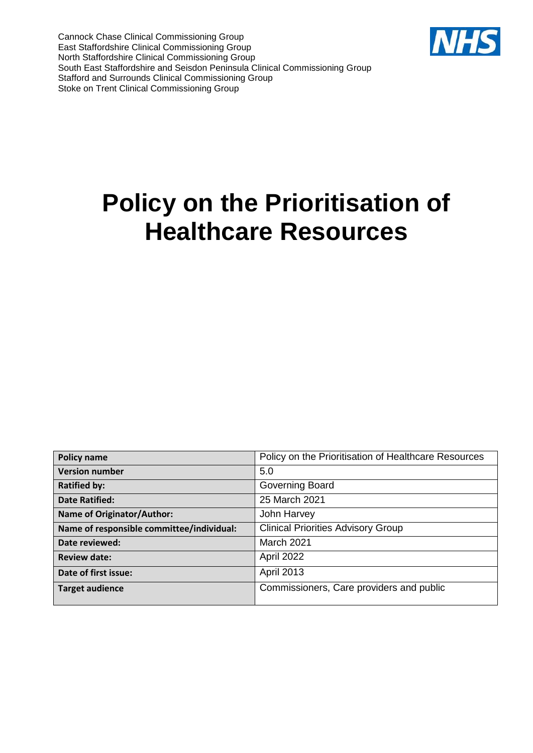Cannock Chase Clinical Commissioning Group
East Staffordshire Clinical Commissioning Group
North Staffordshire Clinical Commissioning Group
South East Staffordshire and Seisdon Peninsula Clinical Commissioning Group
Stafford and Surrounds Clinical Commissioning Group
Stoke on Trent Clinical Commissioning Group

NHS

# Policy on the Prioritisation of Healthcare Resources

| **Policy name** | Policy on the Prioritisation of Healthcare Resources |
|---|---|
| **Version number** | 5.0 |
| **Ratified by:** | Governing Board |
| **Date Ratified:** | 25 March 2021 |
| **Name of Originator/Author:** | John Harvey |
| **Name of responsible committee/individual:** | Clinical Priorities Advisory Group |
| **Date reviewed:** | March 2021 |
| **Review date:** | April 2022 |
| **Date of first issue:** | April 2013 |
| **Target audience** | Commissioners, Care providers and public |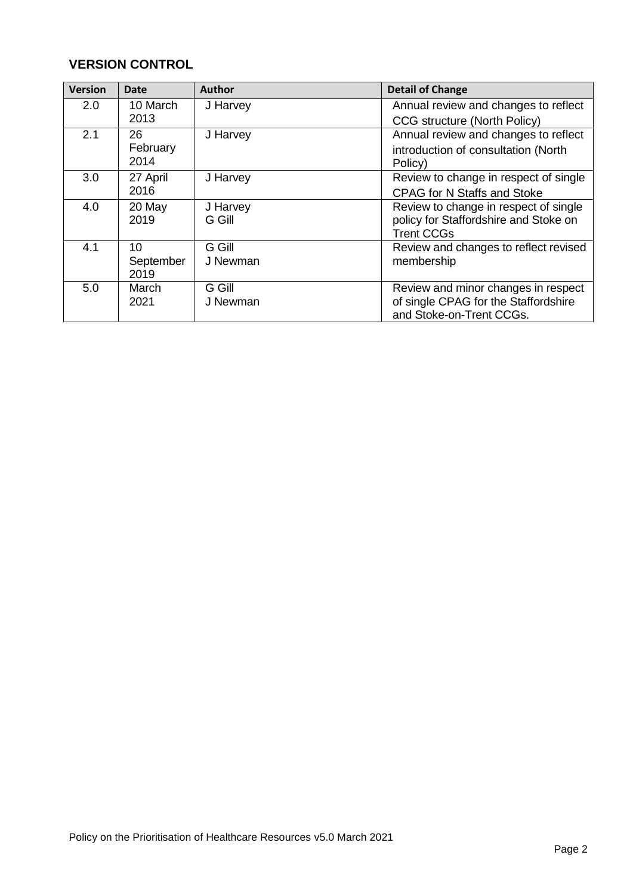### VERSION CONTROL

| Version | Date | Author | Detail of Change |
|---|---|---|---|
| 2.0 | 10 March 2013 | J Harvey | Annual review and changes to reflect CCG structure (North Policy) |
| 2.1 | 26 February 2014 | J Harvey | Annual review and changes to reflect introduction of consultation (North Policy) |
| 3.0 | 27 April 2016 | J Harvey | Review to change in respect of single CPAG for N Staffs and Stoke |
| 4.0 | 20 May 2019 | J Harvey<br>G Gill | Review to change in respect of single policy for Staffordshire and Stoke on Trent CCGs |
| 4.1 | 10 September 2019 | G Gill<br>J Newman | Review and changes to reflect revised membership |
| 5.0 | March 2021 | G Gill<br>J Newman | Review and minor changes in respect of single CPAG for the Staffordshire and Stoke-on-Trent CCGs. |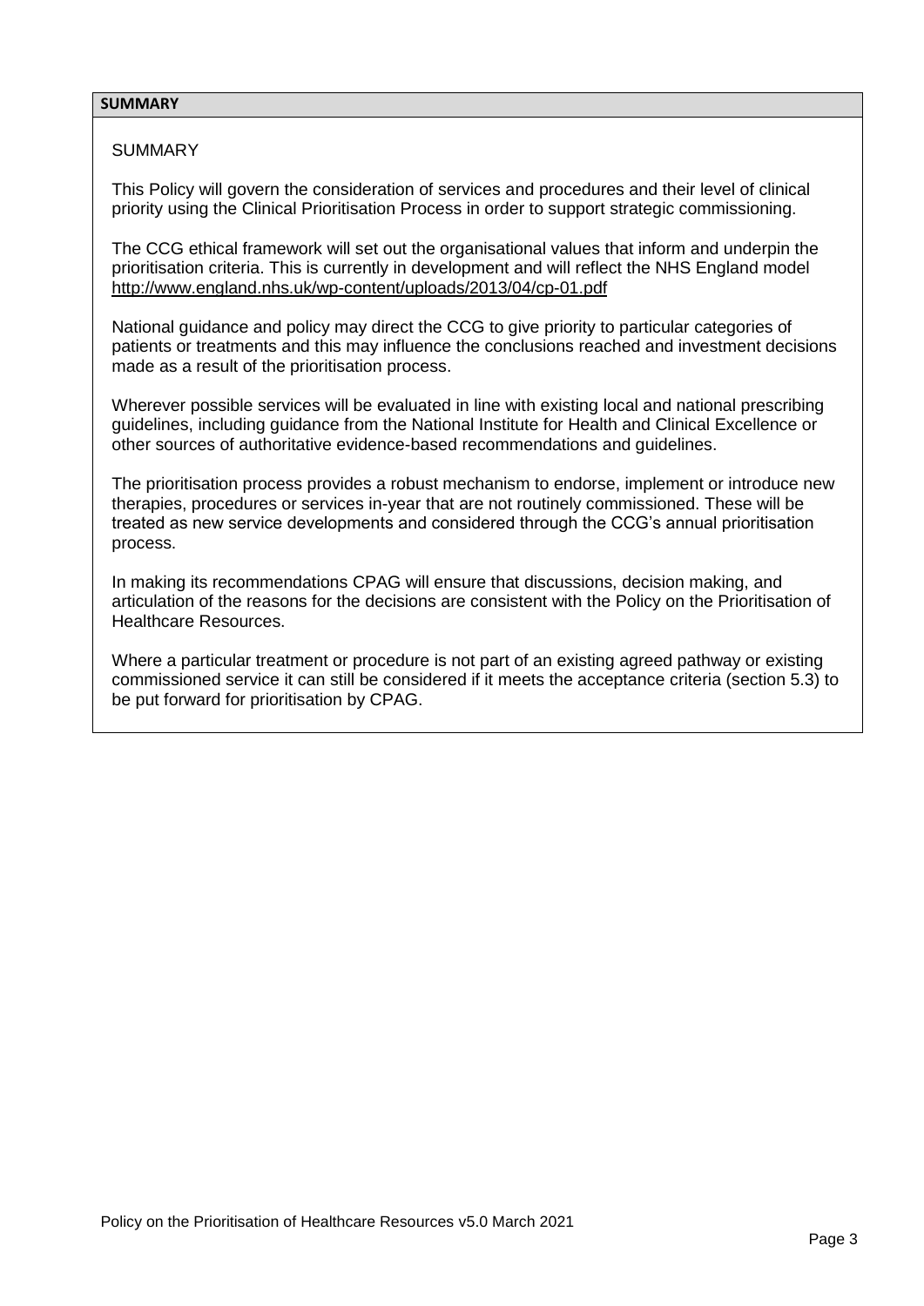## SUMMARY

SUMMARY

This Policy will govern the consideration of services and procedures and their level of clinical priority using the Clinical Prioritisation Process in order to support strategic commissioning.

The CCG ethical framework will set out the organisational values that inform and underpin the prioritisation criteria. This is currently in development and will reflect the NHS England model http://www.england.nhs.uk/wp-content/uploads/2013/04/cp-01.pdf

National guidance and policy may direct the CCG to give priority to particular categories of patients or treatments and this may influence the conclusions reached and investment decisions made as a result of the prioritisation process.

Wherever possible services will be evaluated in line with existing local and national prescribing guidelines, including guidance from the National Institute for Health and Clinical Excellence or other sources of authoritative evidence-based recommendations and guidelines.

The prioritisation process provides a robust mechanism to endorse, implement or introduce new therapies, procedures or services in-year that are not routinely commissioned. These will be treated as new service developments and considered through the CCG's annual prioritisation process.

In making its recommendations CPAG will ensure that discussions, decision making, and articulation of the reasons for the decisions are consistent with the Policy on the Prioritisation of Healthcare Resources.

Where a particular treatment or procedure is not part of an existing agreed pathway or existing commissioned service it can still be considered if it meets the acceptance criteria (section 5.3) to be put forward for prioritisation by CPAG.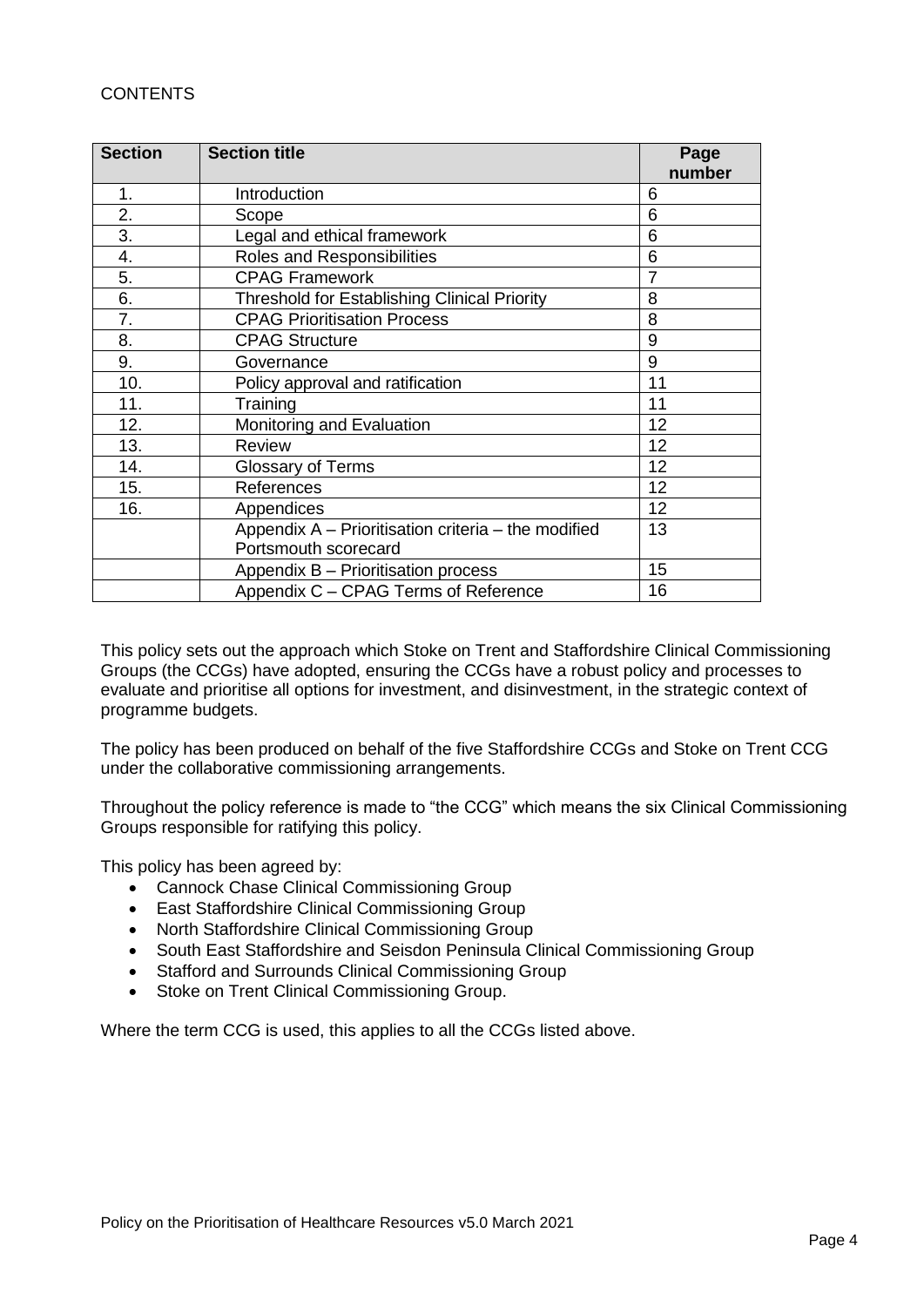CONTENTS

| Section | Section title | Page number |
|---|---|---|
| 1. | Introduction | 6 |
| 2. | Scope | 6 |
| 3. | Legal and ethical framework | 6 |
| 4. | Roles and Responsibilities | 6 |
| 5. | CPAG Framework | 7 |
| 6. | Threshold for Establishing Clinical Priority | 8 |
| 7. | CPAG Prioritisation Process | 8 |
| 8. | CPAG Structure | 9 |
| 9. | Governance | 9 |
| 10. | Policy approval and ratification | 11 |
| 11. | Training | 11 |
| 12. | Monitoring and Evaluation | 12 |
| 13. | Review | 12 |
| 14. | Glossary of Terms | 12 |
| 15. | References | 12 |
| 16. | Appendices | 12 |
| | Appendix A – Prioritisation criteria – the modified Portsmouth scorecard | 13 |
| | Appendix B – Prioritisation process | 15 |
| | Appendix C – CPAG Terms of Reference | 16 |

This policy sets out the approach which Stoke on Trent and Staffordshire Clinical Commissioning Groups (the CCGs) have adopted, ensuring the CCGs have a robust policy and processes to evaluate and prioritise all options for investment, and disinvestment, in the strategic context of programme budgets.

The policy has been produced on behalf of the five Staffordshire CCGs and Stoke on Trent CCG under the collaborative commissioning arrangements.

Throughout the policy reference is made to "the CCG" which means the six Clinical Commissioning Groups responsible for ratifying this policy.

This policy has been agreed by:

- Cannock Chase Clinical Commissioning Group
- East Staffordshire Clinical Commissioning Group
- North Staffordshire Clinical Commissioning Group
- South East Staffordshire and Seisdon Peninsula Clinical Commissioning Group
- Stafford and Surrounds Clinical Commissioning Group
- Stoke on Trent Clinical Commissioning Group.

Where the term CCG is used, this applies to all the CCGs listed above.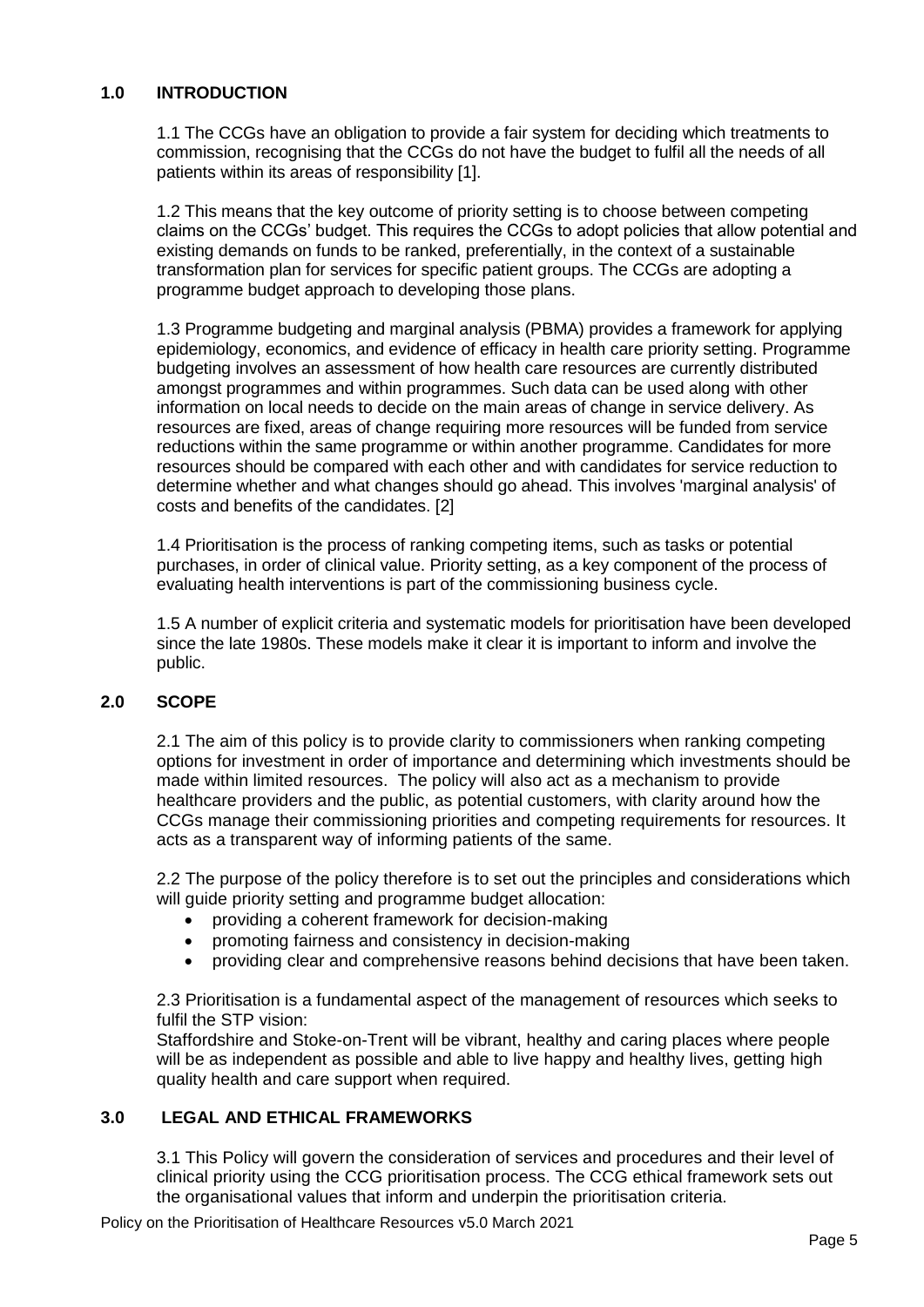## 1.0 INTRODUCTION

1.1 The CCGs have an obligation to provide a fair system for deciding which treatments to commission, recognising that the CCGs do not have the budget to fulfil all the needs of all patients within its areas of responsibility [1].

1.2 This means that the key outcome of priority setting is to choose between competing claims on the CCGs' budget. This requires the CCGs to adopt policies that allow potential and existing demands on funds to be ranked, preferentially, in the context of a sustainable transformation plan for services for specific patient groups. The CCGs are adopting a programme budget approach to developing those plans.

1.3 Programme budgeting and marginal analysis (PBMA) provides a framework for applying epidemiology, economics, and evidence of efficacy in health care priority setting. Programme budgeting involves an assessment of how health care resources are currently distributed amongst programmes and within programmes. Such data can be used along with other information on local needs to decide on the main areas of change in service delivery. As resources are fixed, areas of change requiring more resources will be funded from service reductions within the same programme or within another programme. Candidates for more resources should be compared with each other and with candidates for service reduction to determine whether and what changes should go ahead. This involves 'marginal analysis' of costs and benefits of the candidates. [2]

1.4 Prioritisation is the process of ranking competing items, such as tasks or potential purchases, in order of clinical value. Priority setting, as a key component of the process of evaluating health interventions is part of the commissioning business cycle.

1.5 A number of explicit criteria and systematic models for prioritisation have been developed since the late 1980s. These models make it clear it is important to inform and involve the public.

## 2.0 SCOPE

2.1 The aim of this policy is to provide clarity to commissioners when ranking competing options for investment in order of importance and determining which investments should be made within limited resources. The policy will also act as a mechanism to provide healthcare providers and the public, as potential customers, with clarity around how the CCGs manage their commissioning priorities and competing requirements for resources. It acts as a transparent way of informing patients of the same.

2.2 The purpose of the policy therefore is to set out the principles and considerations which will guide priority setting and programme budget allocation:

- providing a coherent framework for decision-making
- promoting fairness and consistency in decision-making
- providing clear and comprehensive reasons behind decisions that have been taken.

2.3 Prioritisation is a fundamental aspect of the management of resources which seeks to fulfil the STP vision:

Staffordshire and Stoke-on-Trent will be vibrant, healthy and caring places where people will be as independent as possible and able to live happy and healthy lives, getting high quality health and care support when required.

## 3.0 LEGAL AND ETHICAL FRAMEWORKS

3.1 This Policy will govern the consideration of services and procedures and their level of clinical priority using the CCG prioritisation process. The CCG ethical framework sets out the organisational values that inform and underpin the prioritisation criteria.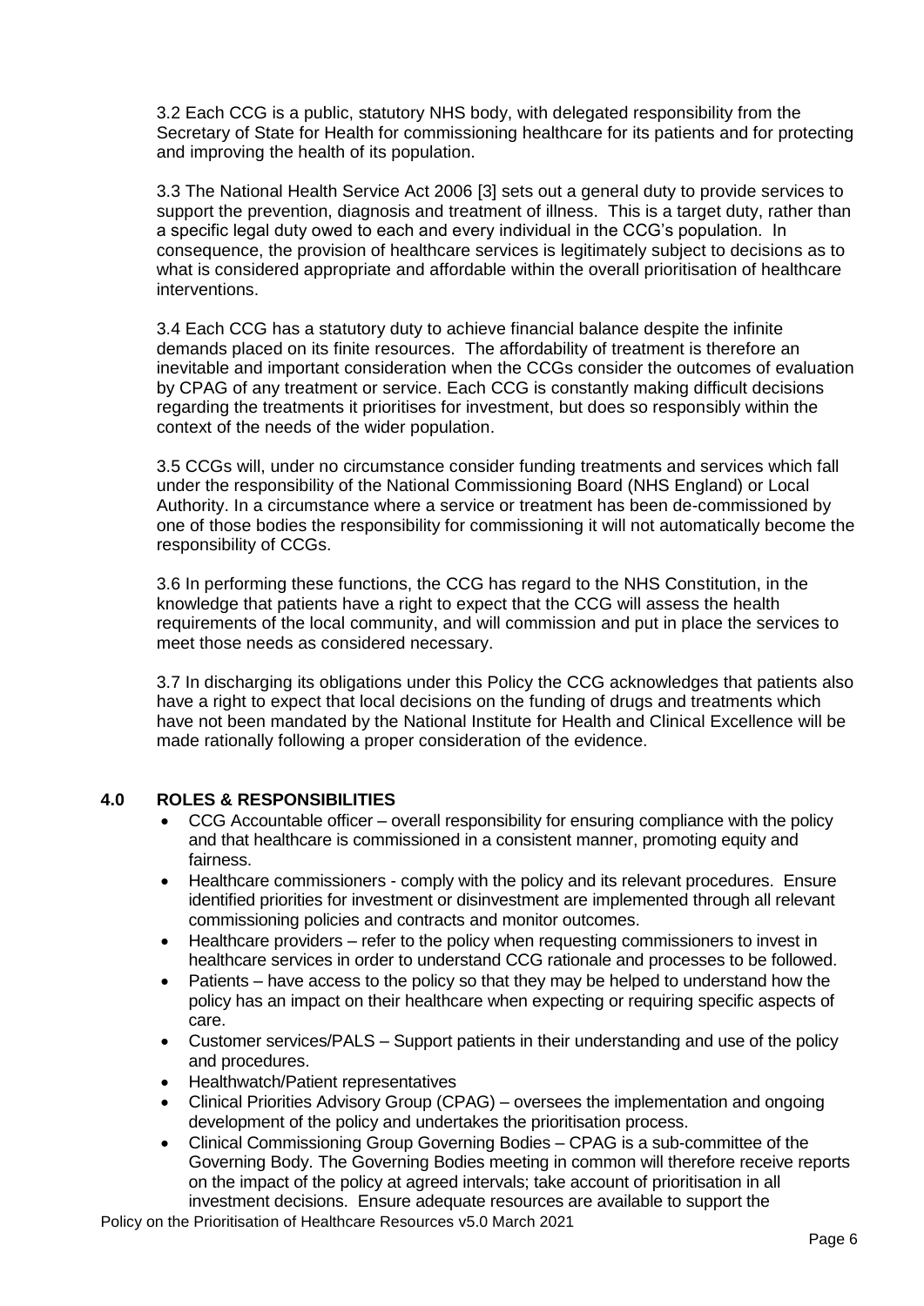3.2 Each CCG is a public, statutory NHS body, with delegated responsibility from the Secretary of State for Health for commissioning healthcare for its patients and for protecting and improving the health of its population.

3.3 The National Health Service Act 2006 [3] sets out a general duty to provide services to support the prevention, diagnosis and treatment of illness. This is a target duty, rather than a specific legal duty owed to each and every individual in the CCG's population. In consequence, the provision of healthcare services is legitimately subject to decisions as to what is considered appropriate and affordable within the overall prioritisation of healthcare interventions.

3.4 Each CCG has a statutory duty to achieve financial balance despite the infinite demands placed on its finite resources. The affordability of treatment is therefore an inevitable and important consideration when the CCGs consider the outcomes of evaluation by CPAG of any treatment or service. Each CCG is constantly making difficult decisions regarding the treatments it prioritises for investment, but does so responsibly within the context of the needs of the wider population.

3.5 CCGs will, under no circumstance consider funding treatments and services which fall under the responsibility of the National Commissioning Board (NHS England) or Local Authority. In a circumstance where a service or treatment has been de-commissioned by one of those bodies the responsibility for commissioning it will not automatically become the responsibility of CCGs.

3.6 In performing these functions, the CCG has regard to the NHS Constitution, in the knowledge that patients have a right to expect that the CCG will assess the health requirements of the local community, and will commission and put in place the services to meet those needs as considered necessary.

3.7 In discharging its obligations under this Policy the CCG acknowledges that patients also have a right to expect that local decisions on the funding of drugs and treatments which have not been mandated by the National Institute for Health and Clinical Excellence will be made rationally following a proper consideration of the evidence.

## 4.0 ROLES & RESPONSIBILITIES

- CCG Accountable officer – overall responsibility for ensuring compliance with the policy and that healthcare is commissioned in a consistent manner, promoting equity and fairness.
- Healthcare commissioners - comply with the policy and its relevant procedures. Ensure identified priorities for investment or disinvestment are implemented through all relevant commissioning policies and contracts and monitor outcomes.
- Healthcare providers – refer to the policy when requesting commissioners to invest in healthcare services in order to understand CCG rationale and processes to be followed.
- Patients – have access to the policy so that they may be helped to understand how the policy has an impact on their healthcare when expecting or requiring specific aspects of care.
- Customer services/PALS – Support patients in their understanding and use of the policy and procedures.
- Healthwatch/Patient representatives
- Clinical Priorities Advisory Group (CPAG) – oversees the implementation and ongoing development of the policy and undertakes the prioritisation process.
- Clinical Commissioning Group Governing Bodies – CPAG is a sub-committee of the Governing Body. The Governing Bodies meeting in common will therefore receive reports on the impact of the policy at agreed intervals; take account of prioritisation in all investment decisions. Ensure adequate resources are available to support the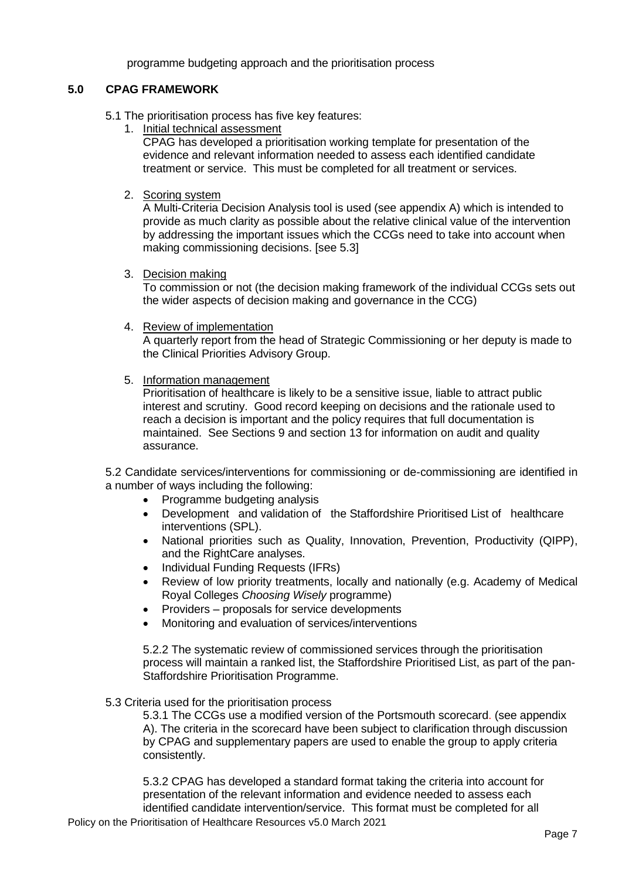programme budgeting approach and the prioritisation process

## 5.0 CPAG FRAMEWORK

5.1 The prioritisation process has five key features:

1. Initial technical assessment
   CPAG has developed a prioritisation working template for presentation of the evidence and relevant information needed to assess each identified candidate treatment or service. This must be completed for all treatment or services.

2. Scoring system
   A Multi-Criteria Decision Analysis tool is used (see appendix A) which is intended to provide as much clarity as possible about the relative clinical value of the intervention by addressing the important issues which the CCGs need to take into account when making commissioning decisions. [see 5.3]

3. Decision making
   To commission or not (the decision making framework of the individual CCGs sets out the wider aspects of decision making and governance in the CCG)

4. Review of implementation
   A quarterly report from the head of Strategic Commissioning or her deputy is made to the Clinical Priorities Advisory Group.

5. Information management
   Prioritisation of healthcare is likely to be a sensitive issue, liable to attract public interest and scrutiny. Good record keeping on decisions and the rationale used to reach a decision is important and the policy requires that full documentation is maintained. See Sections 9 and section 13 for information on audit and quality assurance.

5.2 Candidate services/interventions for commissioning or de-commissioning are identified in a number of ways including the following:

- Programme budgeting analysis
- Development and validation of the Staffordshire Prioritised List of healthcare interventions (SPL).
- National priorities such as Quality, Innovation, Prevention, Productivity (QIPP), and the RightCare analyses.
- Individual Funding Requests (IFRs)
- Review of low priority treatments, locally and nationally (e.g. Academy of Medical Royal Colleges *Choosing Wisely* programme)
- Providers – proposals for service developments
- Monitoring and evaluation of services/interventions

5.2.2 The systematic review of commissioned services through the prioritisation process will maintain a ranked list, the Staffordshire Prioritised List, as part of the pan-Staffordshire Prioritisation Programme.

5.3 Criteria used for the prioritisation process

5.3.1 The CCGs use a modified version of the Portsmouth scorecard. (see appendix A). The criteria in the scorecard have been subject to clarification through discussion by CPAG and supplementary papers are used to enable the group to apply criteria consistently.

5.3.2 CPAG has developed a standard format taking the criteria into account for presentation of the relevant information and evidence needed to assess each identified candidate intervention/service. This format must be completed for all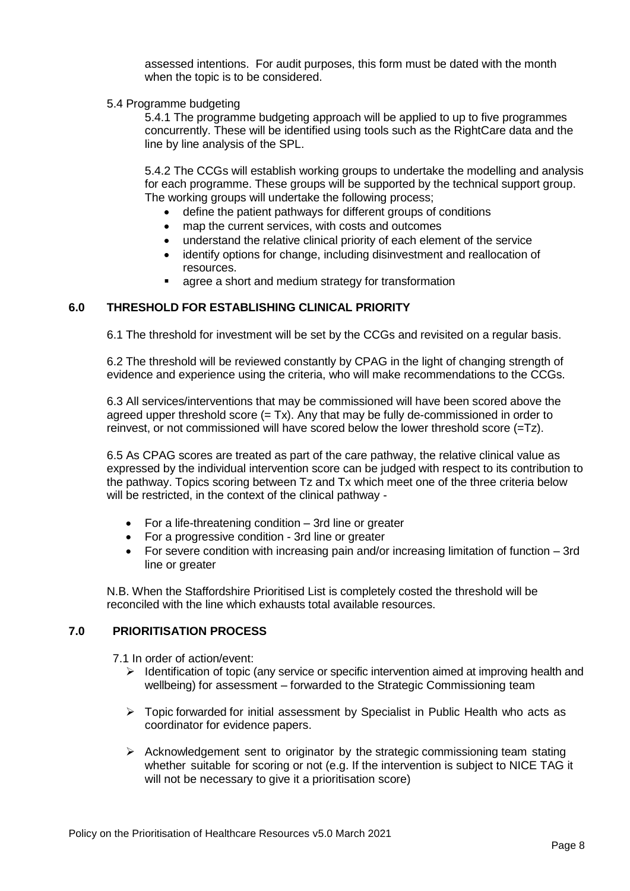assessed intentions. For audit purposes, this form must be dated with the month when the topic is to be considered.

5.4 Programme budgeting

5.4.1 The programme budgeting approach will be applied to up to five programmes concurrently. These will be identified using tools such as the RightCare data and the line by line analysis of the SPL.

5.4.2 The CCGs will establish working groups to undertake the modelling and analysis for each programme. These groups will be supported by the technical support group. The working groups will undertake the following process;

- define the patient pathways for different groups of conditions
- map the current services, with costs and outcomes
- understand the relative clinical priority of each element of the service
- identify options for change, including disinvestment and reallocation of resources.
- agree a short and medium strategy for transformation

## 6.0 THRESHOLD FOR ESTABLISHING CLINICAL PRIORITY

6.1 The threshold for investment will be set by the CCGs and revisited on a regular basis.

6.2 The threshold will be reviewed constantly by CPAG in the light of changing strength of evidence and experience using the criteria, who will make recommendations to the CCGs.

6.3 All services/interventions that may be commissioned will have been scored above the agreed upper threshold score (= Tx). Any that may be fully de-commissioned in order to reinvest, or not commissioned will have scored below the lower threshold score (=Tz).

6.5 As CPAG scores are treated as part of the care pathway, the relative clinical value as expressed by the individual intervention score can be judged with respect to its contribution to the pathway. Topics scoring between Tz and Tx which meet one of the three criteria below will be restricted, in the context of the clinical pathway -

- For a life-threatening condition – 3rd line or greater
- For a progressive condition - 3rd line or greater
- For severe condition with increasing pain and/or increasing limitation of function – 3rd line or greater

N.B. When the Staffordshire Prioritised List is completely costed the threshold will be reconciled with the line which exhausts total available resources.

## 7.0 PRIORITISATION PROCESS

7.1 In order of action/event:

- Identification of topic (any service or specific intervention aimed at improving health and wellbeing) for assessment – forwarded to the Strategic Commissioning team
- Topic forwarded for initial assessment by Specialist in Public Health who acts as coordinator for evidence papers.
- Acknowledgement sent to originator by the strategic commissioning team stating whether suitable for scoring or not (e.g. If the intervention is subject to NICE TAG it will not be necessary to give it a prioritisation score)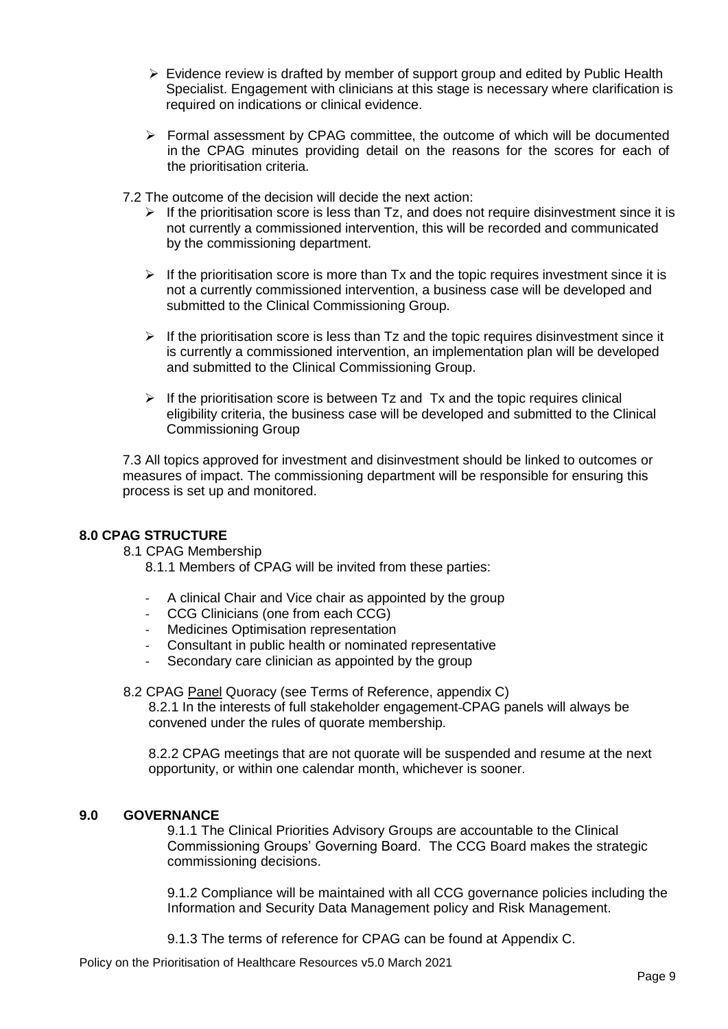- Evidence review is drafted by member of support group and edited by Public Health Specialist. Engagement with clinicians at this stage is necessary where clarification is required on indications or clinical evidence.

- Formal assessment by CPAG committee, the outcome of which will be documented in the CPAG minutes providing detail on the reasons for the scores for each of the prioritisation criteria.

7.2 The outcome of the decision will decide the next action:

- If the prioritisation score is less than Tz, and does not require disinvestment since it is not currently a commissioned intervention, this will be recorded and communicated by the commissioning department.

- If the prioritisation score is more than Tx and the topic requires investment since it is not a currently commissioned intervention, a business case will be developed and submitted to the Clinical Commissioning Group.

- If the prioritisation score is less than Tz and the topic requires disinvestment since it is currently a commissioned intervention, an implementation plan will be developed and submitted to the Clinical Commissioning Group.

- If the prioritisation score is between Tz and Tx and the topic requires clinical eligibility criteria, the business case will be developed and submitted to the Clinical Commissioning Group

7.3 All topics approved for investment and disinvestment should be linked to outcomes or measures of impact. The commissioning department will be responsible for ensuring this process is set up and monitored.

## 8.0 CPAG STRUCTURE

8.1 CPAG Membership

8.1.1 Members of CPAG will be invited from these parties:

- A clinical Chair and Vice chair as appointed by the group
- CCG Clinicians (one from each CCG)
- Medicines Optimisation representation
- Consultant in public health or nominated representative
- Secondary care clinician as appointed by the group

8.2 CPAG Panel Quoracy (see Terms of Reference, appendix C)

8.2.1 In the interests of full stakeholder engagement CPAG panels will always be convened under the rules of quorate membership.

8.2.2 CPAG meetings that are not quorate will be suspended and resume at the next opportunity, or within one calendar month, whichever is sooner.

## 9.0 GOVERNANCE

9.1.1 The Clinical Priorities Advisory Groups are accountable to the Clinical Commissioning Groups' Governing Board. The CCG Board makes the strategic commissioning decisions.

9.1.2 Compliance will be maintained with all CCG governance policies including the Information and Security Data Management policy and Risk Management.

9.1.3 The terms of reference for CPAG can be found at Appendix C.

Policy on the Prioritisation of Healthcare Resources v5.0 March 2021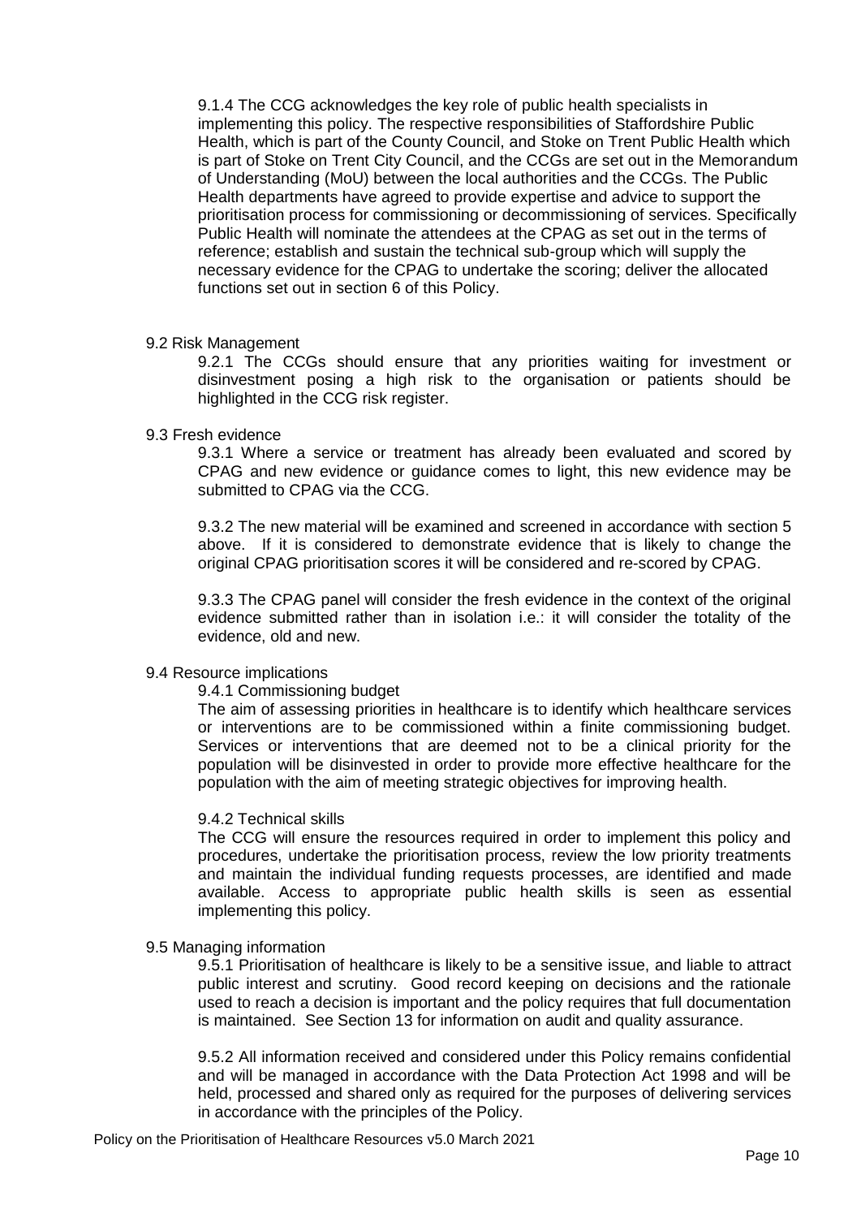9.1.4 The CCG acknowledges the key role of public health specialists in implementing this policy. The respective responsibilities of Staffordshire Public Health, which is part of the County Council, and Stoke on Trent Public Health which is part of Stoke on Trent City Council, and the CCGs are set out in the Memorandum of Understanding (MoU) between the local authorities and the CCGs. The Public Health departments have agreed to provide expertise and advice to support the prioritisation process for commissioning or decommissioning of services. Specifically Public Health will nominate the attendees at the CPAG as set out in the terms of reference; establish and sustain the technical sub-group which will supply the necessary evidence for the CPAG to undertake the scoring; deliver the allocated functions set out in section 6 of this Policy.

9.2 Risk Management

9.2.1 The CCGs should ensure that any priorities waiting for investment or disinvestment posing a high risk to the organisation or patients should be highlighted in the CCG risk register.

9.3 Fresh evidence

9.3.1 Where a service or treatment has already been evaluated and scored by CPAG and new evidence or guidance comes to light, this new evidence may be submitted to CPAG via the CCG.

9.3.2 The new material will be examined and screened in accordance with section 5 above. If it is considered to demonstrate evidence that is likely to change the original CPAG prioritisation scores it will be considered and re-scored by CPAG.

9.3.3 The CPAG panel will consider the fresh evidence in the context of the original evidence submitted rather than in isolation i.e.: it will consider the totality of the evidence, old and new.

9.4 Resource implications

9.4.1 Commissioning budget

The aim of assessing priorities in healthcare is to identify which healthcare services or interventions are to be commissioned within a finite commissioning budget. Services or interventions that are deemed not to be a clinical priority for the population will be disinvested in order to provide more effective healthcare for the population with the aim of meeting strategic objectives for improving health.

9.4.2 Technical skills

The CCG will ensure the resources required in order to implement this policy and procedures, undertake the prioritisation process, review the low priority treatments and maintain the individual funding requests processes, are identified and made available. Access to appropriate public health skills is seen as essential implementing this policy.

9.5 Managing information

9.5.1 Prioritisation of healthcare is likely to be a sensitive issue, and liable to attract public interest and scrutiny. Good record keeping on decisions and the rationale used to reach a decision is important and the policy requires that full documentation is maintained. See Section 13 for information on audit and quality assurance.

9.5.2 All information received and considered under this Policy remains confidential and will be managed in accordance with the Data Protection Act 1998 and will be held, processed and shared only as required for the purposes of delivering services in accordance with the principles of the Policy.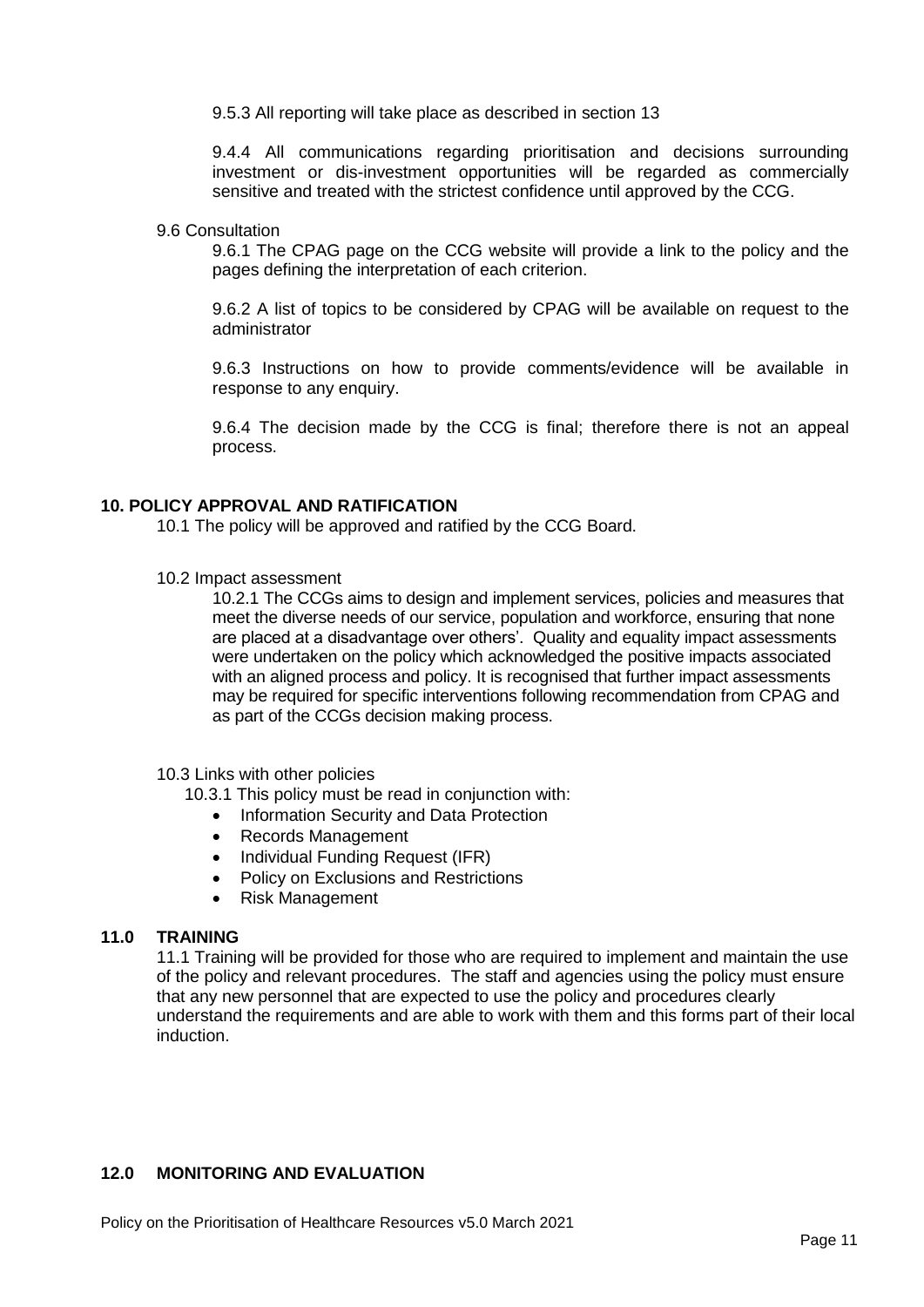9.5.3 All reporting will take place as described in section 13

9.4.4 All communications regarding prioritisation and decisions surrounding investment or dis-investment opportunities will be regarded as commercially sensitive and treated with the strictest confidence until approved by the CCG.

9.6 Consultation

9.6.1 The CPAG page on the CCG website will provide a link to the policy and the pages defining the interpretation of each criterion.

9.6.2 A list of topics to be considered by CPAG will be available on request to the administrator

9.6.3 Instructions on how to provide comments/evidence will be available in response to any enquiry.

9.6.4 The decision made by the CCG is final; therefore there is not an appeal process.

## 10. POLICY APPROVAL AND RATIFICATION

10.1 The policy will be approved and ratified by the CCG Board.

10.2 Impact assessment

10.2.1 The CCGs aims to design and implement services, policies and measures that meet the diverse needs of our service, population and workforce, ensuring that none are placed at a disadvantage over others'. Quality and equality impact assessments were undertaken on the policy which acknowledged the positive impacts associated with an aligned process and policy. It is recognised that further impact assessments may be required for specific interventions following recommendation from CPAG and as part of the CCGs decision making process.

10.3 Links with other policies

10.3.1 This policy must be read in conjunction with:

- Information Security and Data Protection
- Records Management
- Individual Funding Request (IFR)
- Policy on Exclusions and Restrictions
- Risk Management

## 11.0 TRAINING

11.1 Training will be provided for those who are required to implement and maintain the use of the policy and relevant procedures. The staff and agencies using the policy must ensure that any new personnel that are expected to use the policy and procedures clearly understand the requirements and are able to work with them and this forms part of their local induction.

## 12.0 MONITORING AND EVALUATION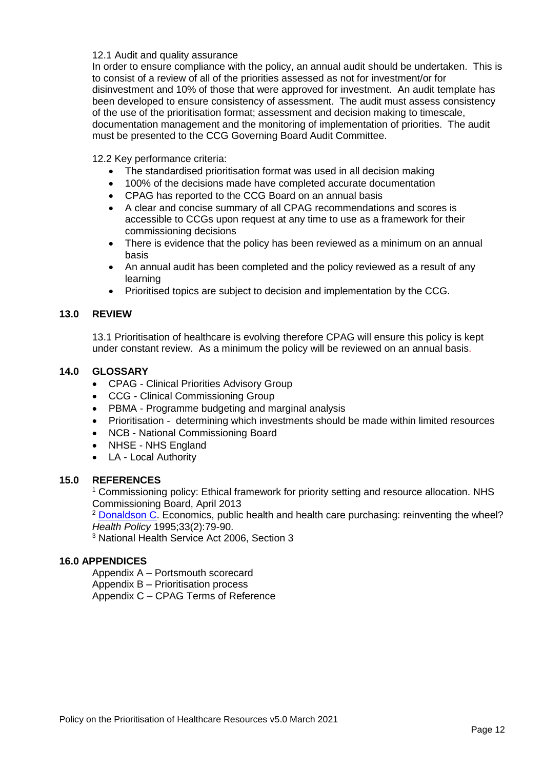12.1 Audit and quality assurance

In order to ensure compliance with the policy, an annual audit should be undertaken. This is to consist of a review of all of the priorities assessed as not for investment/or for disinvestment and 10% of those that were approved for investment. An audit template has been developed to ensure consistency of assessment. The audit must assess consistency of the use of the prioritisation format; assessment and decision making to timescale, documentation management and the monitoring of implementation of priorities. The audit must be presented to the CCG Governing Board Audit Committee.

12.2 Key performance criteria:

- The standardised prioritisation format was used in all decision making
- 100% of the decisions made have completed accurate documentation
- CPAG has reported to the CCG Board on an annual basis
- A clear and concise summary of all CPAG recommendations and scores is accessible to CCGs upon request at any time to use as a framework for their commissioning decisions
- There is evidence that the policy has been reviewed as a minimum on an annual basis
- An annual audit has been completed and the policy reviewed as a result of any learning
- Prioritised topics are subject to decision and implementation by the CCG.

## 13.0 REVIEW

13.1 Prioritisation of healthcare is evolving therefore CPAG will ensure this policy is kept under constant review. As a minimum the policy will be reviewed on an annual basis.

## 14.0 GLOSSARY

- CPAG - Clinical Priorities Advisory Group
- CCG - Clinical Commissioning Group
- PBMA - Programme budgeting and marginal analysis
- Prioritisation - determining which investments should be made within limited resources
- NCB - National Commissioning Board
- NHSE - NHS England
- LA - Local Authority

## 15.0 REFERENCES

[1] Commissioning policy: Ethical framework for priority setting and resource allocation. NHS Commissioning Board, April 2013

[2] Donaldson C. Economics, public health and health care purchasing: reinventing the wheel? *Health Policy* 1995;33(2):79-90.

[3] National Health Service Act 2006, Section 3

## 16.0 APPENDICES

Appendix A – Portsmouth scorecard

Appendix B – Prioritisation process

Appendix C – CPAG Terms of Reference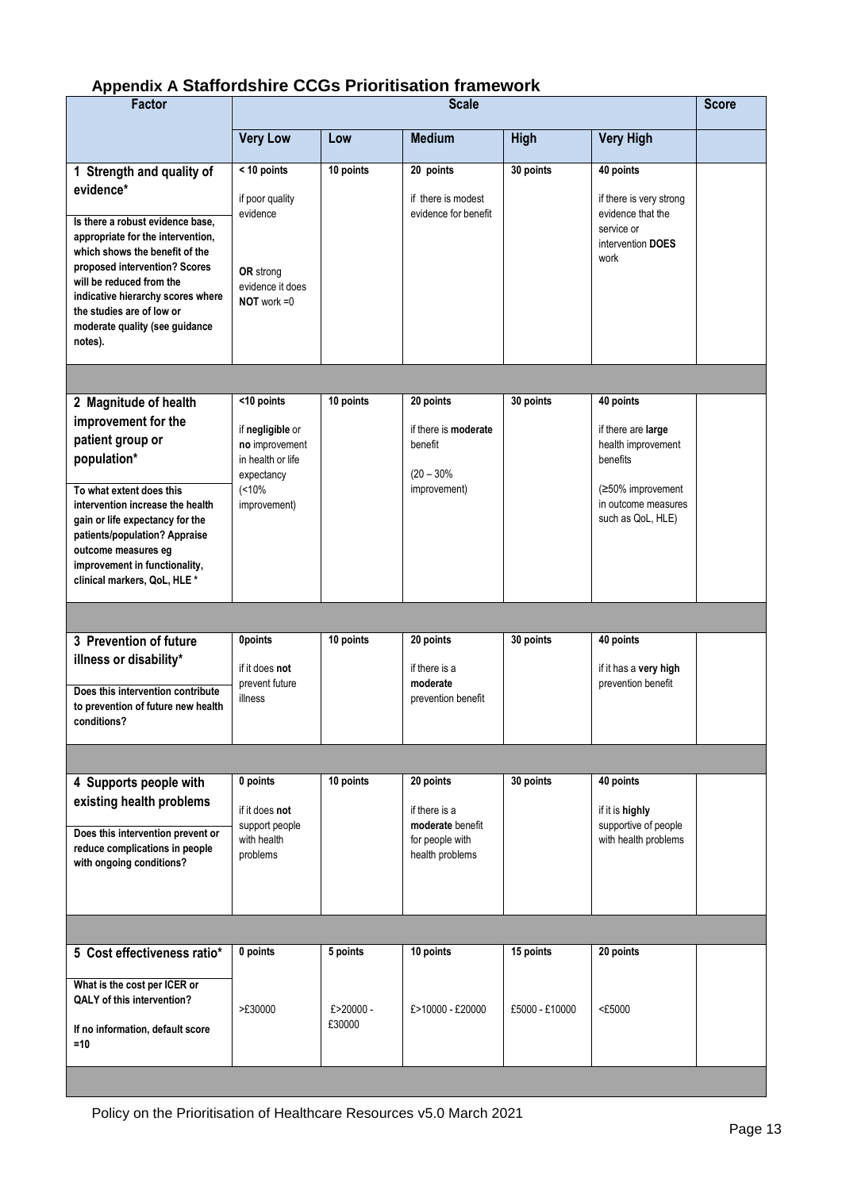## Appendix A Staffordshire CCGs Prioritisation framework

| Factor | Scale | | | | | Score |
|---|---|---|---|---|---|---|
| | **Very Low** | **Low** | **Medium** | **High** | **Very High** | |
| **1 Strength and quality of evidence*** <br><br> **Is there a robust evidence base, appropriate for the intervention, which shows the benefit of the proposed intervention? Scores will be reduced from the indicative hierarchy scores where the studies are of low or moderate quality (see guidance notes).** | **< 10 points** <br><br> if poor quality evidence <br><br> **OR** strong evidence it does **NOT** work =0 | **10 points** | **20 points** <br><br> if there is modest evidence for benefit | **30 points** | **40 points** <br><br> if there is very strong evidence that the service or intervention **DOES** work | |
| | | | | | | |
| **2 Magnitude of health improvement for the patient group or population*** <br><br> **To what extent does this intervention increase the health gain or life expectancy for the patients/population? Appraise outcome measures eg improvement in functionality, clinical markers, QoL, HLE *** | **<10 points** <br><br> if **negligible** or **no** improvement in health or life expectancy <br><br> (<10% improvement) | **10 points** | **20 points** <br><br> if there is **moderate** benefit <br><br> (20 – 30% improvement) | **30 points** | **40 points** <br><br> if there are **large** health improvement benefits <br><br> (≥50% improvement in outcome measures such as QoL, HLE) | |
| | | | | | | |
| **3 Prevention of future illness or disability*** <br><br> **Does this intervention contribute to prevention of future new health conditions?** | **0points** <br><br> if it does **not** prevent future illness | **10 points** | **20 points** <br><br> if there is a **moderate** prevention benefit | **30 points** | **40 points** <br><br> if it has a **very high** prevention benefit | |
| | | | | | | |
| **4 Supports people with existing health problems** <br><br> **Does this intervention prevent or reduce complications in people with ongoing conditions?** | **0 points** <br><br> if it does **not** support people with health problems | **10 points** | **20 points** <br><br> if there is a **moderate** benefit for people with health problems | **30 points** | **40 points** <br><br> if it is **highly** supportive of people with health problems | |
| | | | | | | |
| **5 Cost effectiveness ratio*** <br><br> **What is the cost per ICER or QALY of this intervention?** <br><br> **If no information, default score =10** | **0 points** <br><br> >£30000 | **5 points** <br><br> £>20000 - £30000 | **10 points** <br><br> £>10000 - £20000 | **15 points** <br><br> £5000 - £10000 | **20 points** <br><br> <£5000 | |
| | | | | | | |

Policy on the Prioritisation of Healthcare Resources v5.0 March 2021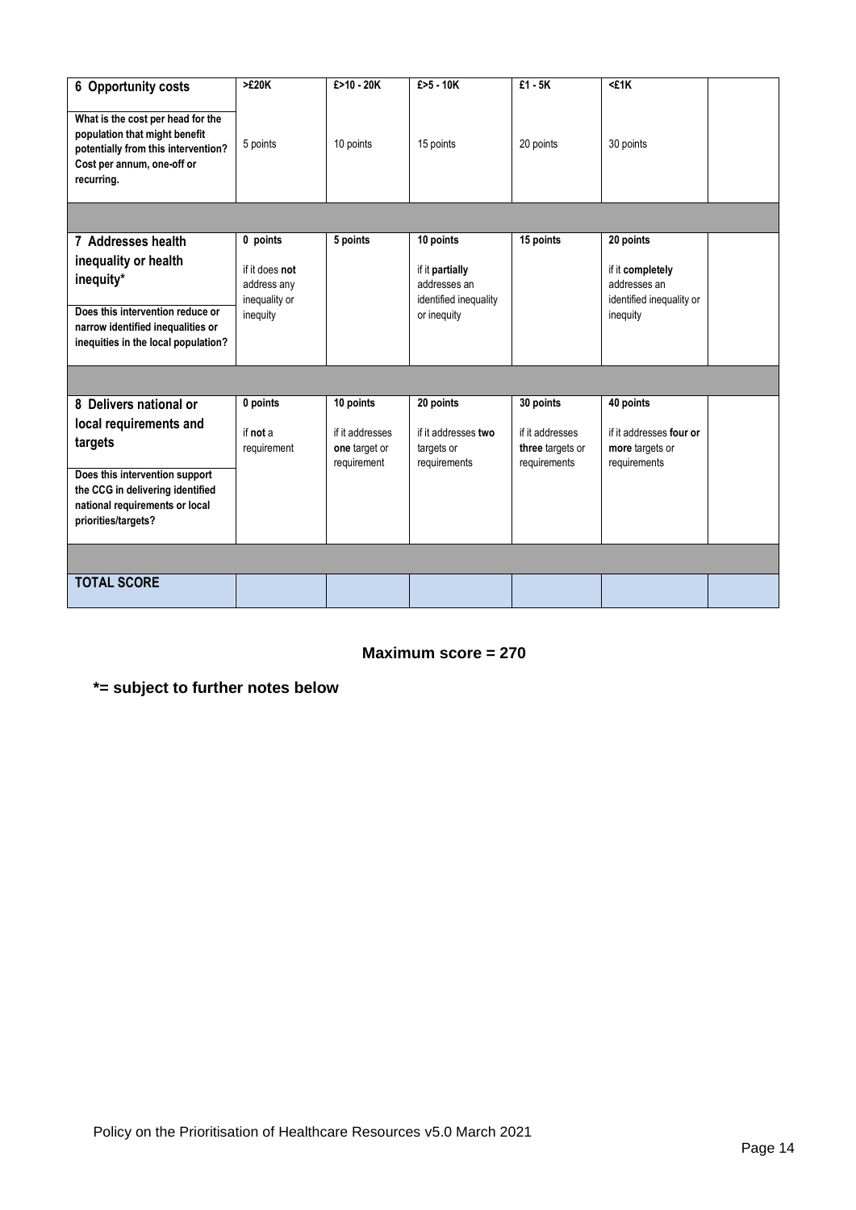| 6 Opportunity costs<br><br>What is the cost per head for the population that might benefit potentially from this intervention? Cost per annum, one-off or recurring. | >£20K<br><br>5 points | £>10 - 20K<br><br>10 points | £>5 - 10K<br><br>15 points | £1 - 5K<br><br>20 points | <£1K<br><br>30 points | |
|---|---|---|---|---|---|---|
| | | | | | | |
| 7 Addresses health inequality or health inequity*<br><br>Does this intervention reduce or narrow identified inequalities or inequities in the local population? | 0 points<br><br>if it does **not** address any inequality or inequity | 5 points | 10 points<br><br>if it **partially** addresses an identified inequality or inequity | 15 points | 20 points<br><br>if it **completely** addresses an identified inequality or inequity | |
| | | | | | | |
| 8 Delivers national or local requirements and targets<br><br>Does this intervention support the CCG in delivering identified national requirements or local priorities/targets? | 0 points<br><br>if **not** a requirement | 10 points<br><br>if it addresses **one** target or requirement | 20 points<br><br>if it addresses **two** targets or requirements | 30 points<br><br>if it addresses **three** targets or requirements | 40 points<br><br>if it addresses **four or more** targets or requirements | |
| | | | | | | |
| **TOTAL SCORE** | | | | | | |

**Maximum score = 270**

***= subject to further notes below**

Policy on the Prioritisation of Healthcare Resources v5.0 March 2021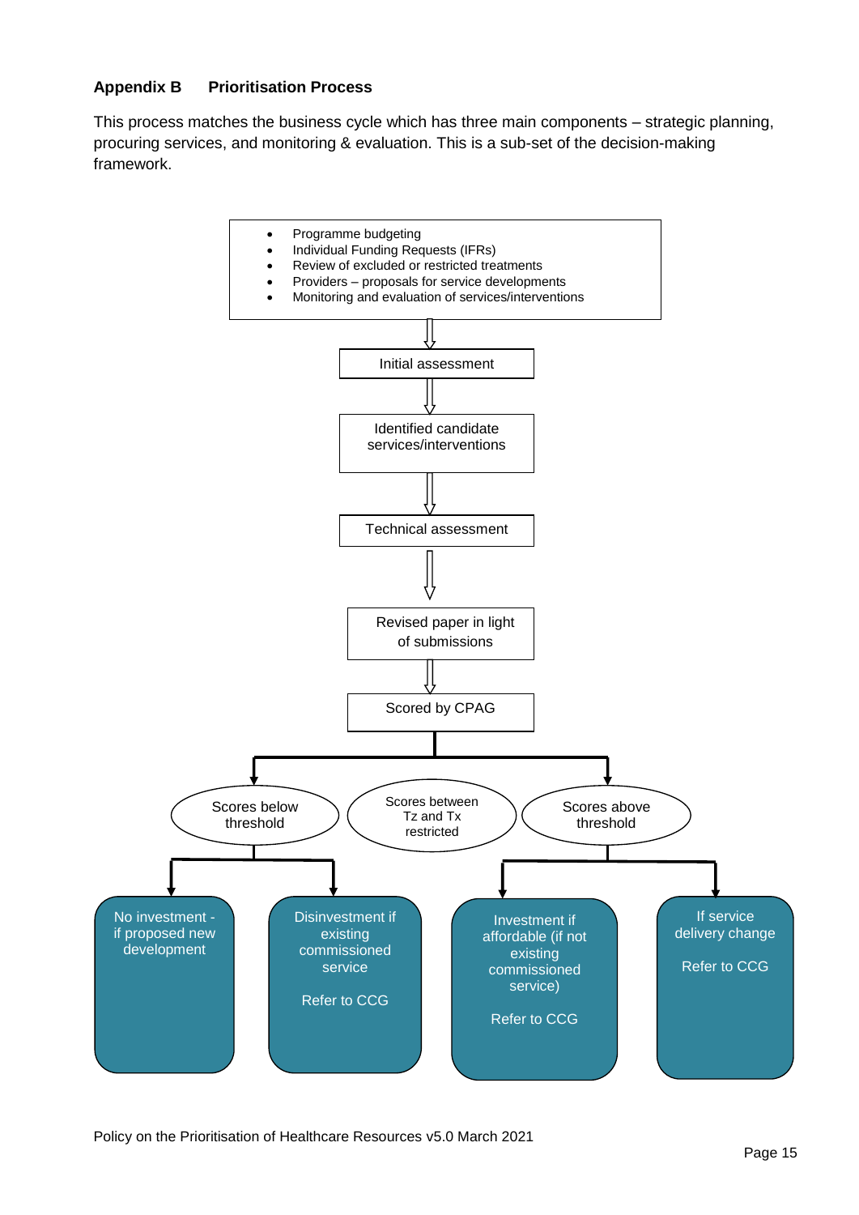## Appendix B Prioritisation Process

This process matches the business cycle which has three main components – strategic planning, procuring services, and monitoring & evaluation. This is a sub-set of the decision-making framework.

- Programme budgeting
- Individual Funding Requests (IFRs)
- Review of excluded or restricted treatments
- Providers – proposals for service developments
- Monitoring and evaluation of services/interventions

Initial assessment

Identified candidate services/interventions

Technical assessment

Revised paper in light of submissions

Scored by CPAG

Scores below threshold

Scores between Tz and Tx restricted

Scores above threshold

No investment - if proposed new development

Disinvestment if existing commissioned service

Refer to CCG

Investment if affordable (if not existing commissioned service)

Refer to CCG

If service delivery change

Refer to CCG

Policy on the Prioritisation of Healthcare Resources v5.0 March 2021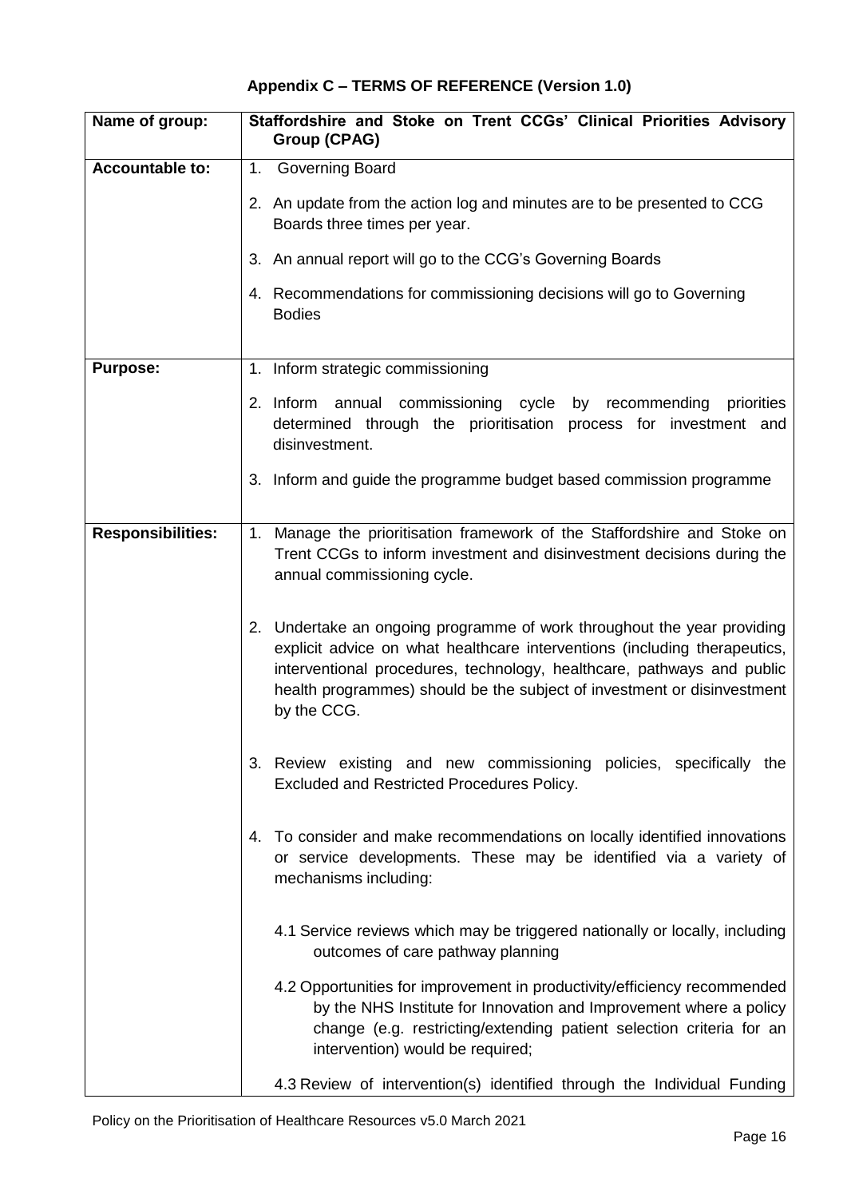## Appendix C – TERMS OF REFERENCE (Version 1.0)

| Name of group: | Staffordshire and Stoke on Trent CCGs' Clinical Priorities Advisory Group (CPAG) |
|---|---|
| **Accountable to:** | 1. Governing Board<br><br>2. An update from the action log and minutes are to be presented to CCG Boards three times per year.<br><br>3. An annual report will go to the CCG's Governing Boards<br><br>4. Recommendations for commissioning decisions will go to Governing Bodies |
| **Purpose:** | 1. Inform strategic commissioning<br><br>2. Inform annual commissioning cycle by recommending priorities determined through the prioritisation process for investment and disinvestment.<br><br>3. Inform and guide the programme budget based commission programme |
| **Responsibilities:** | 1. Manage the prioritisation framework of the Staffordshire and Stoke on Trent CCGs to inform investment and disinvestment decisions during the annual commissioning cycle.<br><br>2. Undertake an ongoing programme of work throughout the year providing explicit advice on what healthcare interventions (including therapeutics, interventional procedures, technology, healthcare, pathways and public health programmes) should be the subject of investment or disinvestment by the CCG.<br><br>3. Review existing and new commissioning policies, specifically the Excluded and Restricted Procedures Policy.<br><br>4. To consider and make recommendations on locally identified innovations or service developments. These may be identified via a variety of mechanisms including:<br><br>4.1 Service reviews which may be triggered nationally or locally, including outcomes of care pathway planning<br><br>4.2 Opportunities for improvement in productivity/efficiency recommended by the NHS Institute for Innovation and Improvement where a policy change (e.g. restricting/extending patient selection criteria for an intervention) would be required;<br><br>4.3 Review of intervention(s) identified through the Individual Funding |

Policy on the Prioritisation of Healthcare Resources v5.0 March 2021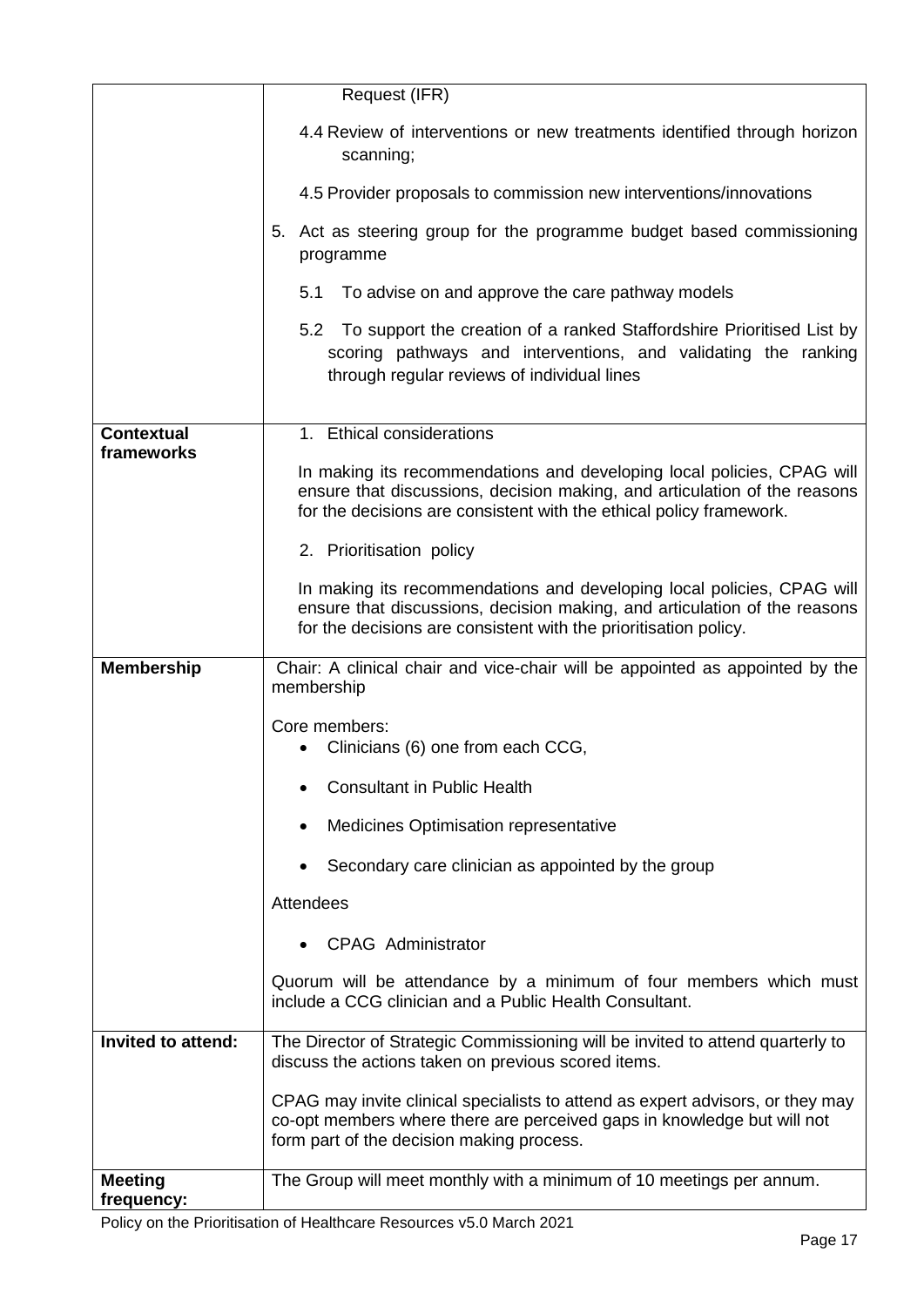| | |
|---|---|
| | Request (IFR)<br><br>4.4 Review of interventions or new treatments identified through horizon scanning;<br><br>4.5 Provider proposals to commission new interventions/innovations<br><br>5. Act as steering group for the programme budget based commissioning programme<br><br>5.1 To advise on and approve the care pathway models<br><br>5.2 To support the creation of a ranked Staffordshire Prioritised List by scoring pathways and interventions, and validating the ranking through regular reviews of individual lines |
| **Contextual frameworks** | 1. Ethical considerations<br><br>In making its recommendations and developing local policies, CPAG will ensure that discussions, decision making, and articulation of the reasons for the decisions are consistent with the ethical policy framework.<br><br>2. Prioritisation policy<br><br>In making its recommendations and developing local policies, CPAG will ensure that discussions, decision making, and articulation of the reasons for the decisions are consistent with the prioritisation policy. |
| **Membership** | Chair: A clinical chair and vice-chair will be appointed as appointed by the membership<br><br>Core members:<br>• Clinicians (6) one from each CCG,<br>• Consultant in Public Health<br>• Medicines Optimisation representative<br>• Secondary care clinician as appointed by the group<br><br>Attendees<br>• CPAG Administrator<br><br>Quorum will be attendance by a minimum of four members which must include a CCG clinician and a Public Health Consultant. |
| **Invited to attend:** | The Director of Strategic Commissioning will be invited to attend quarterly to discuss the actions taken on previous scored items.<br><br>CPAG may invite clinical specialists to attend as expert advisors, or they may co-opt members where there are perceived gaps in knowledge but will not form part of the decision making process. |
| **Meeting frequency:** | The Group will meet monthly with a minimum of 10 meetings per annum. |

Policy on the Prioritisation of Healthcare Resources v5.0 March 2021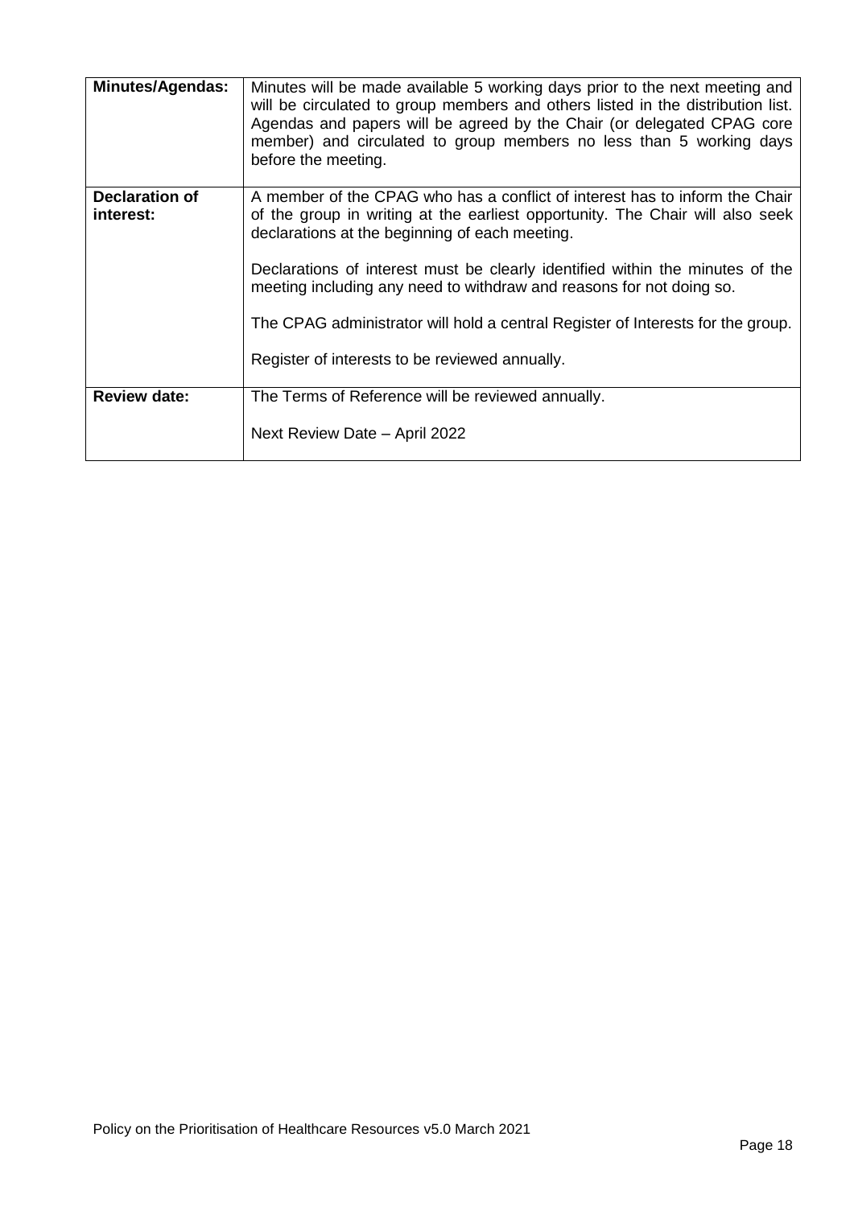| | |
|---|---|
| **Minutes/Agendas:** | Minutes will be made available 5 working days prior to the next meeting and will be circulated to group members and others listed in the distribution list. Agendas and papers will be agreed by the Chair (or delegated CPAG core member) and circulated to group members no less than 5 working days before the meeting. |
| **Declaration of interest:** | A member of the CPAG who has a conflict of interest has to inform the Chair of the group in writing at the earliest opportunity. The Chair will also seek declarations at the beginning of each meeting.<br><br>Declarations of interest must be clearly identified within the minutes of the meeting including any need to withdraw and reasons for not doing so.<br><br>The CPAG administrator will hold a central Register of Interests for the group.<br><br>Register of interests to be reviewed annually. |
| **Review date:** | The Terms of Reference will be reviewed annually.<br><br>Next Review Date – April 2022 |